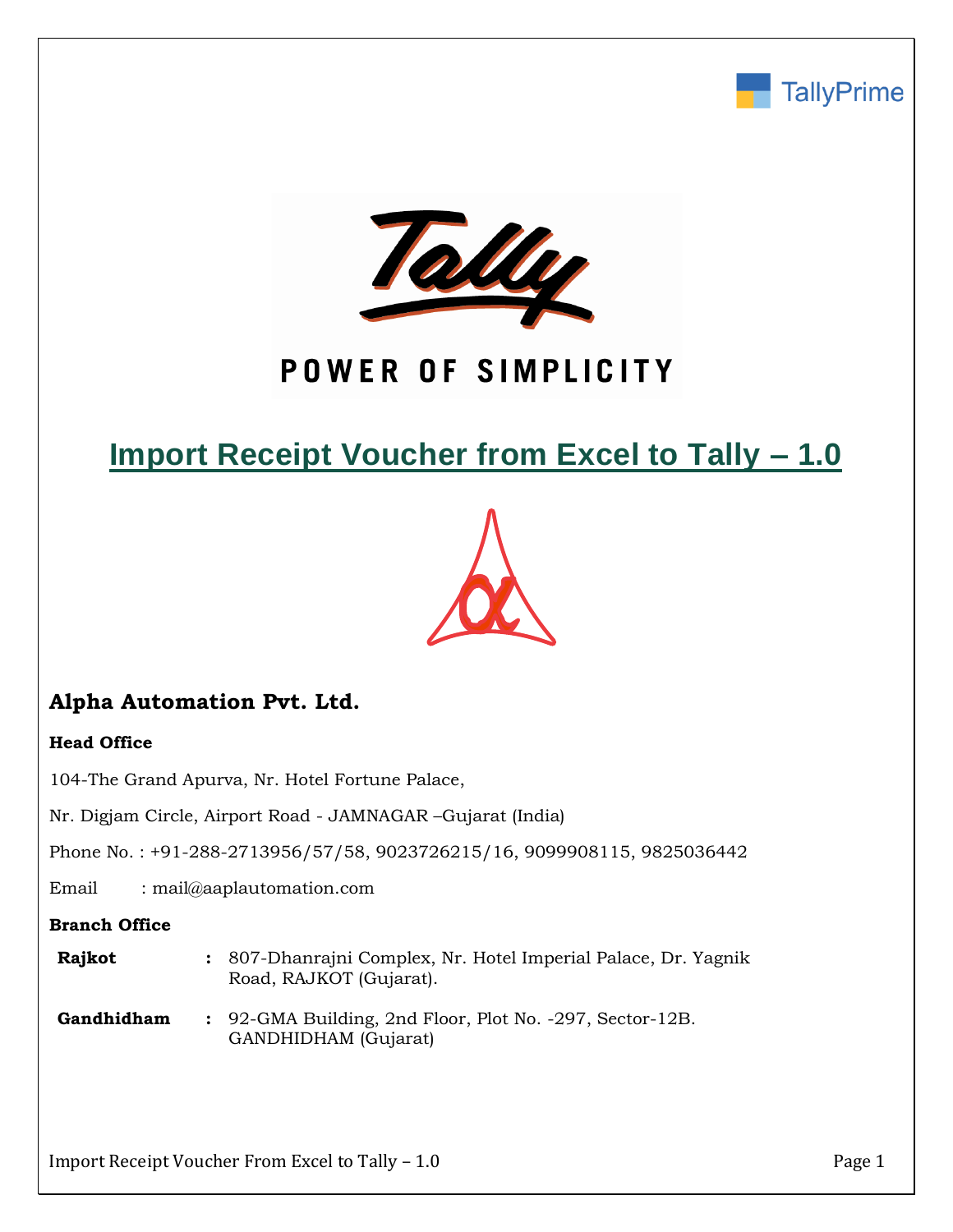TallyPrime

Tally

POWER OF SIMPLICITY

# Import Receipt Voucher from Excel to Tally – 1.0

## Alpha Automation Pvt. Ltd.

**Head Office**

104-The Grand Apurva, Nr. Hotel Fortune Palace,

Nr. Digjam Circle, Airport Road - JAMNAGAR –Gujarat (India)

Phone No. : +91-288-2713956/57/58, 9023726215/16, 9099908115, 9825036442

Email : mail@aaplautomation.com

**Branch Office**

| | | |
|---|---|---|
| **Rajkot** | : | 807-Dhanrajni Complex, Nr. Hotel Imperial Palace, Dr. Yagnik Road, RAJKOT (Gujarat). |
| **Gandhidham** | : | 92-GMA Building, 2nd Floor, Plot No. -297, Sector-12B. GANDHIDHAM (Gujarat) |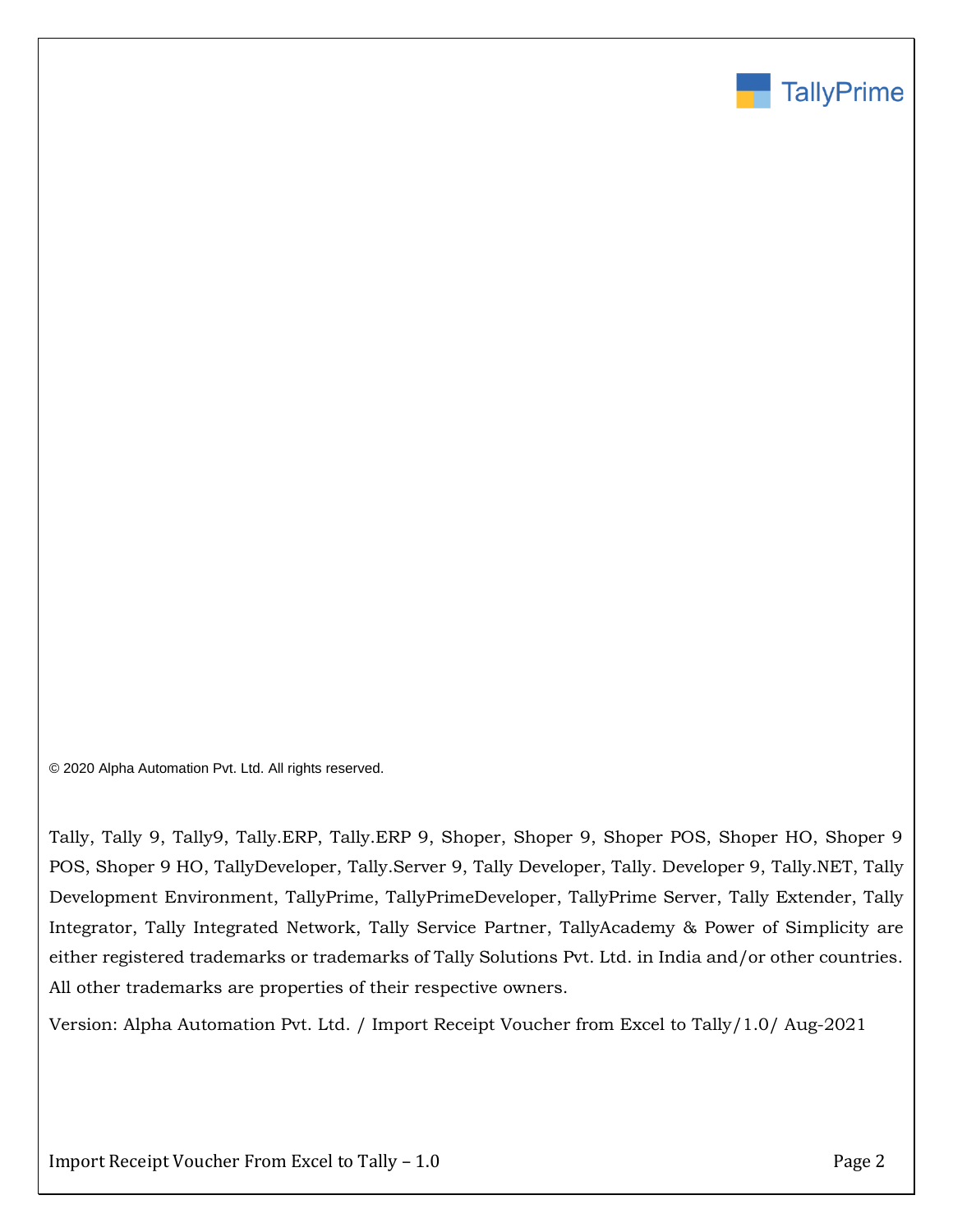© 2020 Alpha Automation Pvt. Ltd. All rights reserved.

Tally, Tally 9, Tally9, Tally.ERP, Tally.ERP 9, Shoper, Shoper 9, Shoper POS, Shoper HO, Shoper 9 POS, Shoper 9 HO, TallyDeveloper, Tally.Server 9, Tally Developer, Tally. Developer 9, Tally.NET, Tally Development Environment, TallyPrime, TallyPrimeDeveloper, TallyPrime Server, Tally Extender, Tally Integrator, Tally Integrated Network, Tally Service Partner, TallyAcademy & Power of Simplicity are either registered trademarks or trademarks of Tally Solutions Pvt. Ltd. in India and/or other countries. All other trademarks are properties of their respective owners.

Version: Alpha Automation Pvt. Ltd. / Import Receipt Voucher from Excel to Tally/1.0/ Aug-2021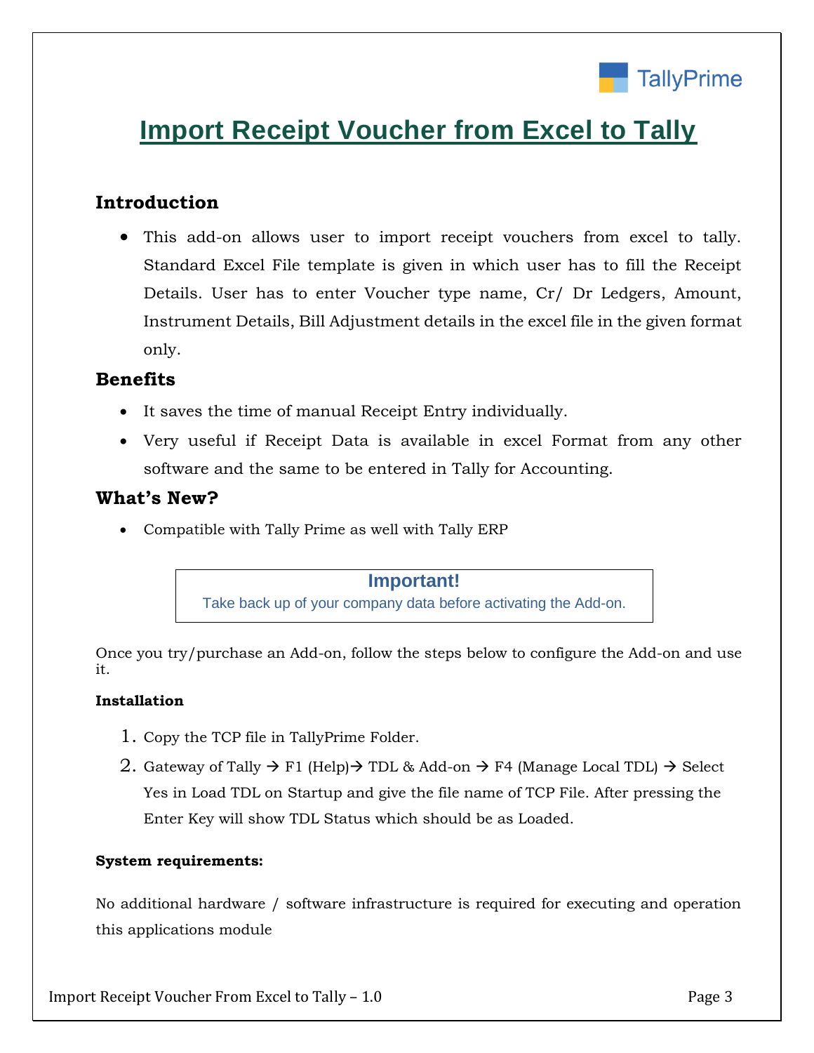# Import Receipt Voucher from Excel to Tally

## Introduction

- This add-on allows user to import receipt vouchers from excel to tally. Standard Excel File template is given in which user has to fill the Receipt Details. User has to enter Voucher type name, Cr/ Dr Ledgers, Amount, Instrument Details, Bill Adjustment details in the excel file in the given format only.

## Benefits

- It saves the time of manual Receipt Entry individually.
- Very useful if Receipt Data is available in excel Format from any other software and the same to be entered in Tally for Accounting.

## What's New?

- Compatible with Tally Prime as well with Tally ERP

> **Important!**
> Take back up of your company data before activating the Add-on.

Once you try/purchase an Add-on, follow the steps below to configure the Add-on and use it.

**Installation**

1. Copy the TCP file in TallyPrime Folder.
2. Gateway of Tally → F1 (Help)→ TDL & Add-on → F4 (Manage Local TDL) → Select Yes in Load TDL on Startup and give the file name of TCP File. After pressing the Enter Key will show TDL Status which should be as Loaded.

**System requirements:**

No additional hardware / software infrastructure is required for executing and operation this applications module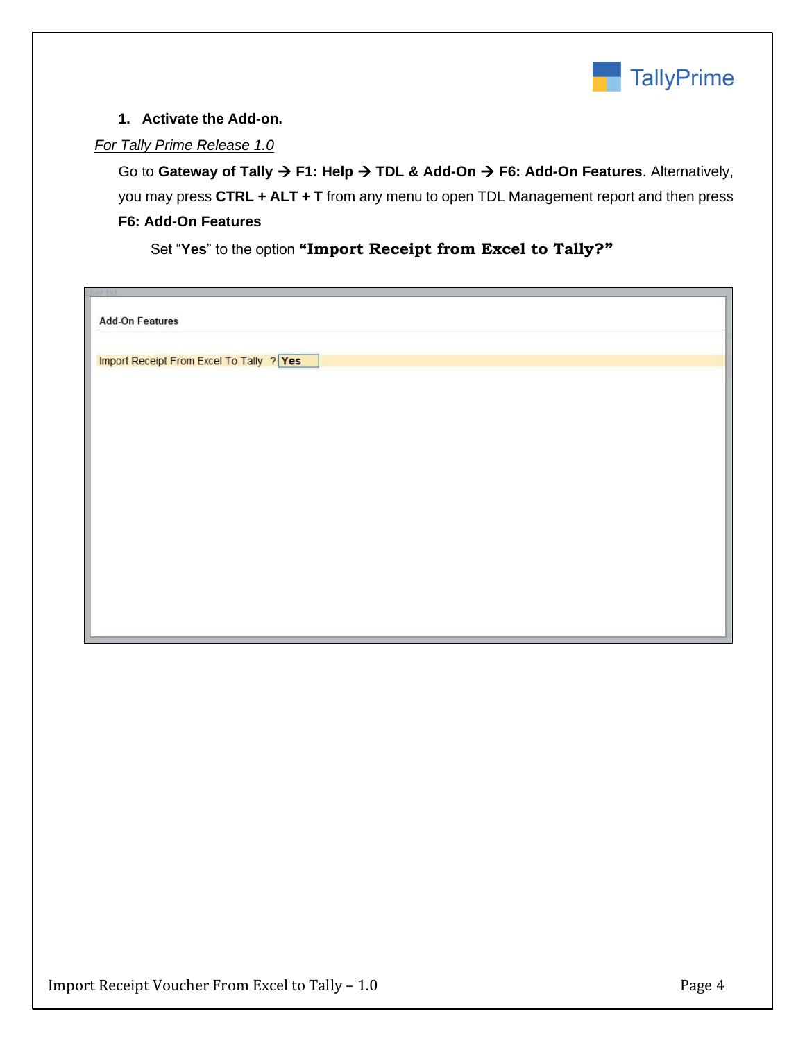1. **Activate the Add-on.**

*For Tally Prime Release 1.0*

Go to **Gateway of Tally → F1: Help → TDL & Add-On → F6: Add-On Features**. Alternatively, you may press **CTRL + ALT + T** from any menu to open TDL Management report and then press **F6: Add-On Features**

Set "**Yes**" to the option **"Import Receipt from Excel to Tally?"**

Add-On Features

Import Receipt From Excel To Tally ? Yes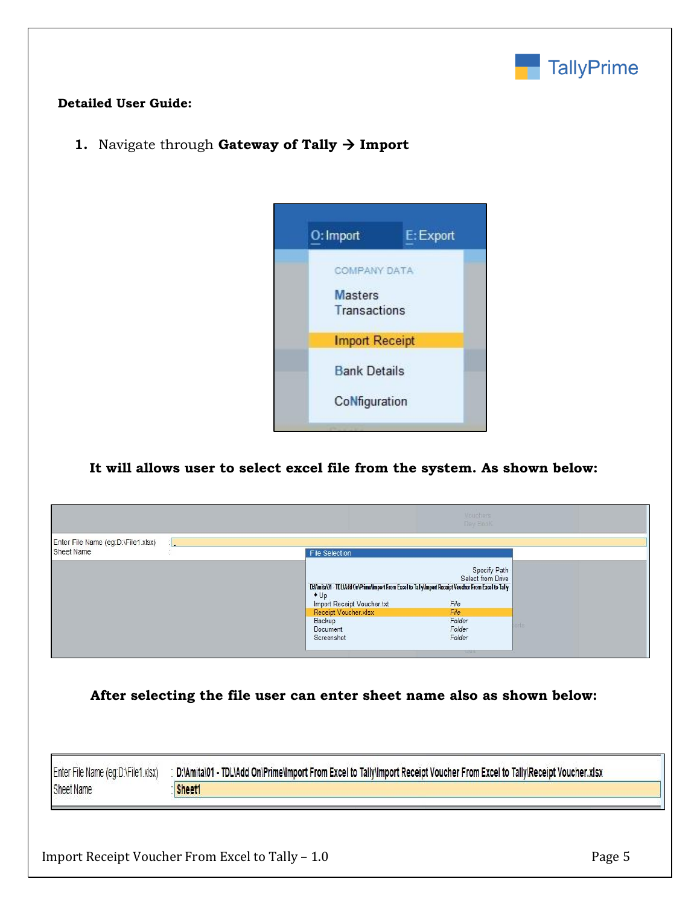**Detailed User Guide:**

1. Navigate through **Gateway of Tally → Import**

**It will allows user to select excel file from the system. As shown below:**

**After selecting the file user can enter sheet name also as shown below:**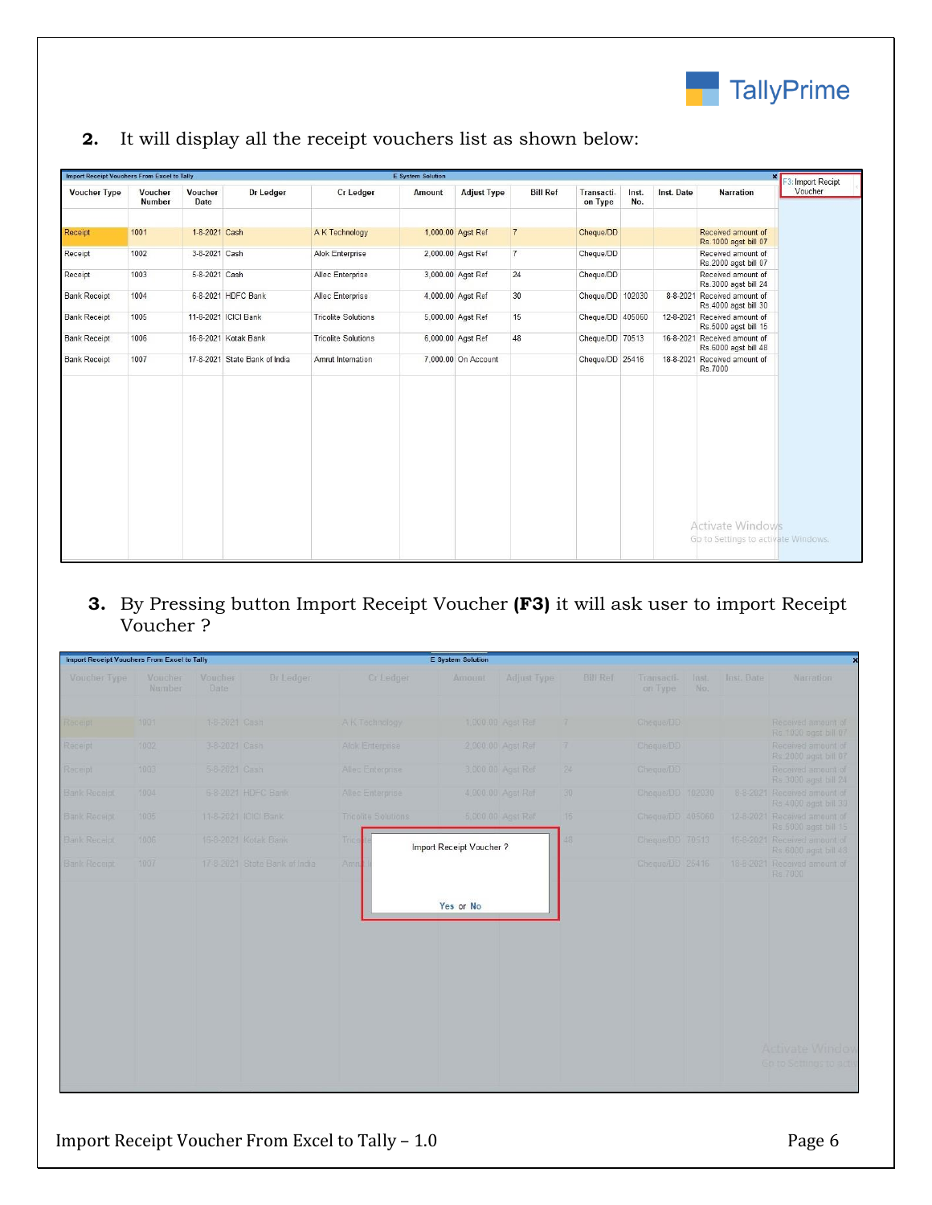2. It will display all the receipt vouchers list as shown below:

Import Receipt Vouchers From Excel to Tally — E System Solution

| Voucher Type | Voucher Number | Voucher Date | Dr Ledger | Cr Ledger | Amount | Adjust Type | Bill Ref | Transaction Type | Inst. No. | Inst. Date | Narration |
|---|---|---|---|---|---|---|---|---|---|---|---|
| Receipt | 1001 | 1-8-2021 | Cash | A K Technology | 1,000.00 | Agst Ref | 7 | Cheque/DD | | | Received amount of Rs.1000 agst bill 07 |
| Receipt | 1002 | 3-8-2021 | Cash | Alok Enterprise | 2,000.00 | Agst Ref | 7 | Cheque/DD | | | Received amount of Rs.2000 agst bill 07 |
| Receipt | 1003 | 5-8-2021 | Cash | Allec Enterprise | 3,000.00 | Agst Ref | 24 | Cheque/DD | | | Received amount of Rs.3000 agst bill 24 |
| Bank Receipt | 1004 | 6-8-2021 | HDFC Bank | Allec Enterprise | 4,000.00 | Agst Ref | 30 | Cheque/DD | 102030 | 8-8-2021 | Received amount of Rs.4000 agst bill 30 |
| Bank Receipt | 1005 | 11-8-2021 | ICICI Bank | Tricolite Solutions | 5,000.00 | Agst Ref | 15 | Cheque/DD | 405060 | 12-8-2021 | Received amount of Rs.5000 agst bill 15 |
| Bank Receipt | 1006 | 16-8-2021 | Kotak Bank | Tricolite Solutions | 6,000.00 | Agst Ref | 48 | Cheque/DD | 70513 | 16-8-2021 | Received amount of Rs.6000 agst bill 48 |
| Bank Receipt | 1007 | 17-8-2021 | State Bank of India | Amrut Internation | 7,000.00 | On Account | | Cheque/DD | 25416 | 18-8-2021 | Received amount of Rs.7000 |

F3: Import Receipt Voucher

3. By Pressing button Import Receipt Voucher **(F3)** it will ask user to import Receipt Voucher ?

Import Receipt Voucher ?

Yes or No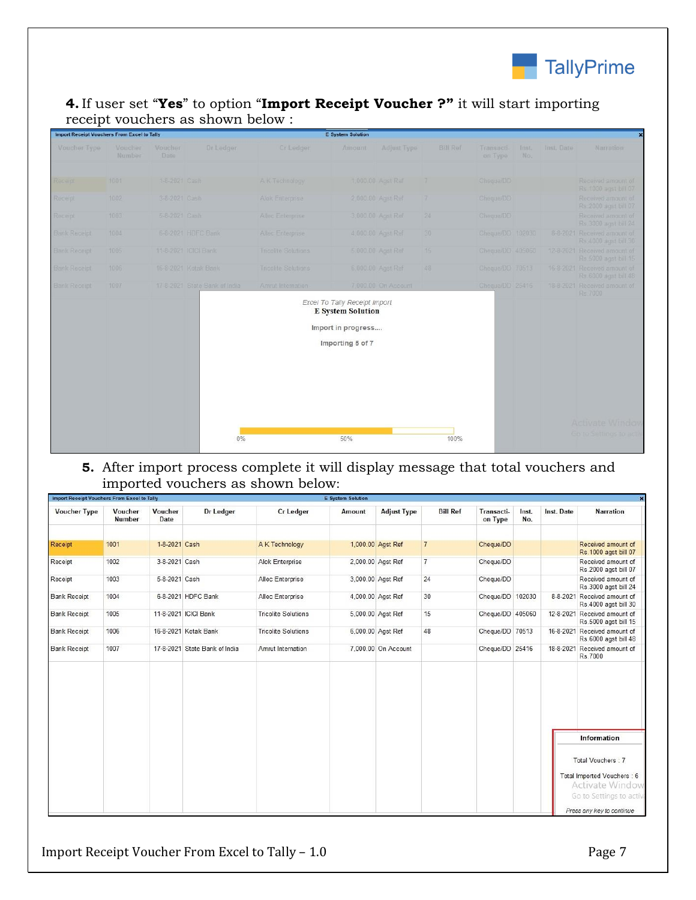**4.** If user set "**Yes**" to option "**Import Receipt Voucher ?"** it will start importing receipt vouchers as shown below :

Import Receipt Vouchers From Excel to Tally — E System Solution

| Voucher Type | Voucher Number | Voucher Date | Dr Ledger | Cr Ledger | Amount | Adjust Type | Bill Ref | Transaction Type | Inst. No. | Inst. Date | Narration |
|---|---|---|---|---|---|---|---|---|---|---|---|
| Receipt | 1001 | 1-8-2021 | Cash | A K Technology | 1,000.00 | Agst Ref | 7 | Cheque/DD | | | Received amount of Rs.1000 agst bill 07 |
| Receipt | 1002 | 3-8-2021 | Cash | Alok Enterprise | 2,000.00 | Agst Ref | 7 | Cheque/DD | | | Received amount of Rs.2000 agst bill 07 |
| Receipt | 1003 | 5-8-2021 | Cash | Allec Enterprise | 3,000.00 | Agst Ref | 24 | Cheque/DD | | | Received amount of Rs.3000 agst bill 24 |
| Bank Receipt | 1004 | 6-8-2021 | HDFC Bank | Allec Enterprise | 4,000.00 | Agst Ref | 30 | Cheque/DD | 102030 | 8-8-2021 | Received amount of Rs.4000 agst bill 30 |
| Bank Receipt | 1005 | 11-8-2021 | ICICI Bank | Tricolite Solutions | 5,000.00 | Agst Ref | 15 | Cheque/DD | 405060 | 12-8-2021 | Received amount of Rs.5000 agst bill 15 |
| Bank Receipt | 1006 | 16-8-2021 | Kotak Bank | Tricolite Solutions | 6,000.00 | Agst Ref | 48 | Cheque/DD | 70513 | 16-8-2021 | Received amount of Rs.6000 agst bill 48 |
| Bank Receipt | 1007 | 17-8-2021 | State Bank of India | Amrut Internation | 7,000.00 | On Account | | Cheque/DD | 25416 | 18-8-2021 | Received amount of Rs.7000 |

*Excel To Tally Receipt Import*
**E System Solution**

Import in progress....

Importing 5 of 7

0% 50% 100%

**5.** After import process complete it will display message that total vouchers and imported vouchers as shown below:

Import Receipt Vouchers From Excel to Tally — E System Solution

| Voucher Type | Voucher Number | Voucher Date | Dr Ledger | Cr Ledger | Amount | Adjust Type | Bill Ref | Transaction Type | Inst. No. | Inst. Date | Narration |
|---|---|---|---|---|---|---|---|---|---|---|---|
| Receipt | 1001 | 1-8-2021 | Cash | A K Technology | 1,000.00 | Agst Ref | 7 | Cheque/DD | | | Received amount of Rs.1000 agst bill 07 |
| Receipt | 1002 | 3-8-2021 | Cash | Alok Enterprise | 2,000.00 | Agst Ref | 7 | Cheque/DD | | | Received amount of Rs.2000 agst bill 07 |
| Receipt | 1003 | 5-8-2021 | Cash | Allec Enterprise | 3,000.00 | Agst Ref | 24 | Cheque/DD | | | Received amount of Rs.3000 agst bill 24 |
| Bank Receipt | 1004 | 6-8-2021 | HDFC Bank | Allec Enterprise | 4,000.00 | Agst Ref | 30 | Cheque/DD | 102030 | 8-8-2021 | Received amount of Rs.4000 agst bill 30 |
| Bank Receipt | 1005 | 11-8-2021 | ICICI Bank | Tricolite Solutions | 5,000.00 | Agst Ref | 15 | Cheque/DD | 405060 | 12-8-2021 | Received amount of Rs.5000 agst bill 15 |
| Bank Receipt | 1006 | 16-8-2021 | Kotak Bank | Tricolite Solutions | 6,000.00 | Agst Ref | 48 | Cheque/DD | 70513 | 16-8-2021 | Received amount of Rs.6000 agst bill 48 |
| Bank Receipt | 1007 | 17-8-2021 | State Bank of India | Amrut Internation | 7,000.00 | On Account | | Cheque/DD | 25416 | 18-8-2021 | Received amount of Rs.7000 |

**Information**

Total Vouchers : 7

Total Imported Vouchers : 6

*Press any key to continue*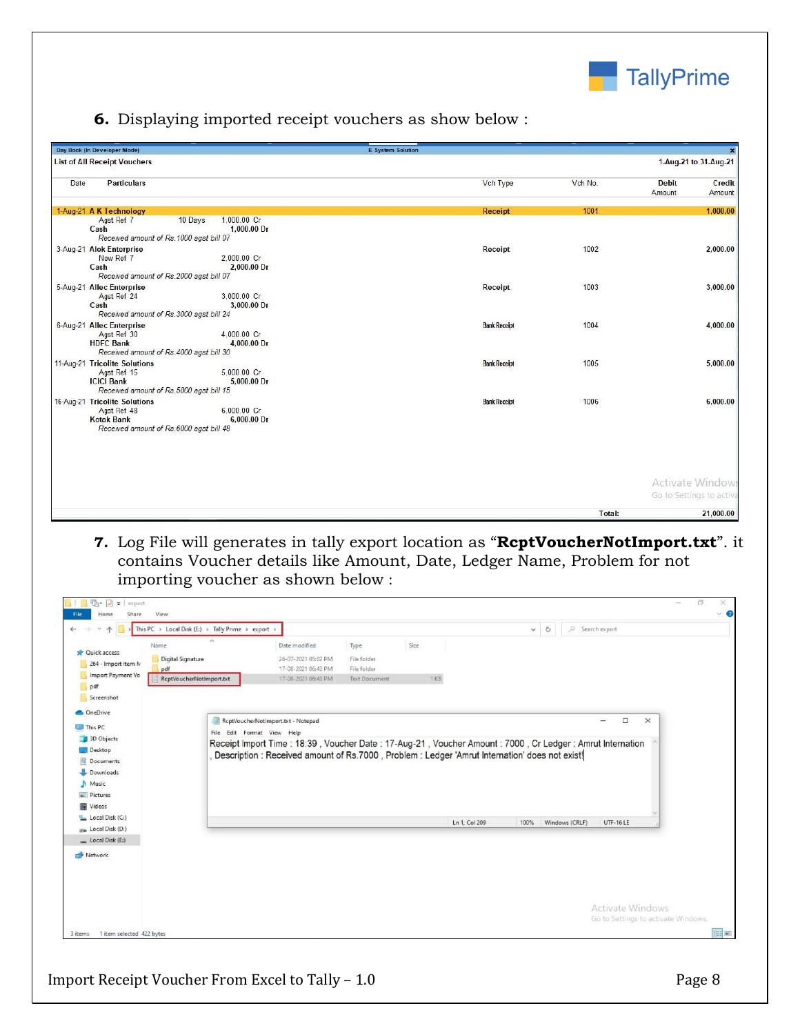6. Displaying imported receipt vouchers as show below :

Day Book (In Developer Mode) — E System Solution

List of All Receipt Vouchers — 1-Aug-21 to 31-Aug-21

| Date | Particulars | Vch Type | Vch No. | Debit Amount | Credit Amount |
|---|---|---|---|---|---|
| 1-Aug-21 | A K Technology | Receipt | 1001 | | 1,000.00 |
| | Agst Ref 7 — 10 Days — 1,000.00 Cr | | | | |
| | Cash — 1,000.00 Dr | | | | |
| | *Received amount of Rs.1000 agst bill 07* | | | | |
| 3-Aug-21 | Alok Enterprise | Receipt | 1002 | | 2,000.00 |
| | New Ref 7 — 2,000.00 Cr | | | | |
| | Cash — 2,000.00 Dr | | | | |
| | *Received amount of Rs.2000 agst bill 07* | | | | |
| 5-Aug-21 | Allec Enterprise | Receipt | 1003 | | 3,000.00 |
| | Agst Ref 24 — 3,000.00 Cr | | | | |
| | Cash — 3,000.00 Dr | | | | |
| | *Received amount of Rs.3000 agst bill 24* | | | | |
| 6-Aug-21 | Allec Enterprise | Bank Receipt | 1004 | | 4,000.00 |
| | Agst Ref 30 — 4,000.00 Cr | | | | |
| | HDFC Bank — 4,000.00 Dr | | | | |
| | *Received amount of Rs.4000 agst bill 30* | | | | |
| 11-Aug-21 | Tricolite Solutions | Bank Receipt | 1005 | | 5,000.00 |
| | Agst Ref 15 — 5,000.00 Cr | | | | |
| | ICICI Bank — 5,000.00 Dr | | | | |
| | *Received amount of Rs.5000 agst bill 15* | | | | |
| 16-Aug-21 | Tricolite Solutions | Bank Receipt | 1006 | | 6,000.00 |
| | Agst Ref 48 — 6,000.00 Cr | | | | |
| | Kotak Bank — 6,000.00 Dr | | | | |
| | *Received amount of Rs.6000 agst bill 48* | | | | |
| | | | Total: | | 21,000.00 |

7. Log File will generates in tally export location as "**RcptVoucherNotImport.txt**". it contains Voucher details like Amount, Date, Ledger Name, Problem for not importing voucher as shown below :

This PC > Local Disk (E:) > Tally Prime > export

| Name | Date modified | Type | Size |
|---|---|---|---|
| Digital Signature | 26-07-2021 05:02 PM | File folder | |
| pdf | 17-08-2021 06:43 PM | File folder | |
| RcptVoucherNotImport.txt | 17-08-2021 06:43 PM | Text Document | 1 KB |

RcptVoucherNotImport.txt - Notepad

```
Receipt Import Time : 18:39 , Voucher Date : 17-Aug-21 , Voucher Amount : 7000 , Cr Ledger : Amrut Internation
, Description : Received amount of Rs.7000 , Problem : Ledger 'Amrut Internation' does not exist!
```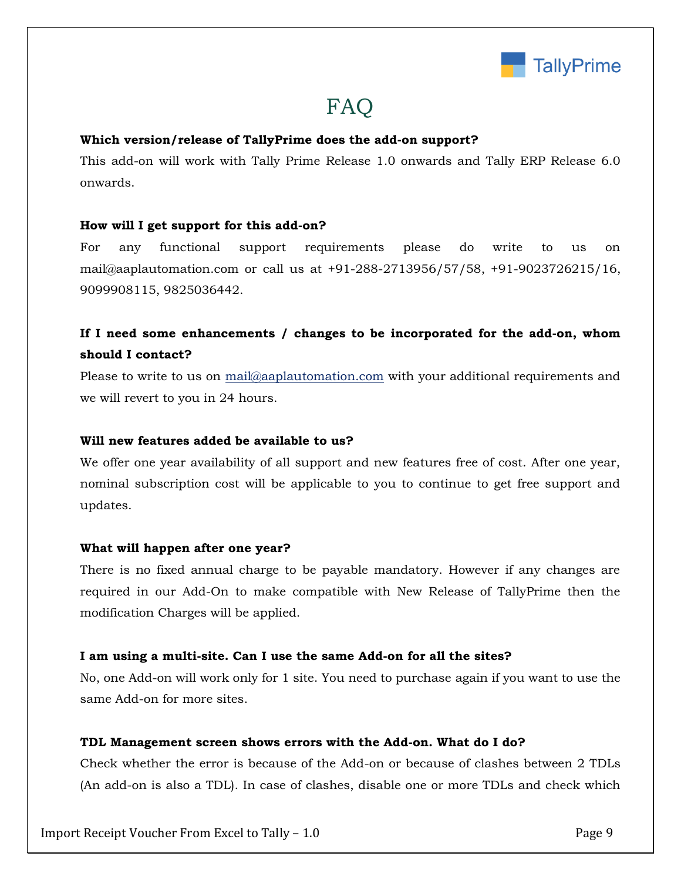# FAQ

**Which version/release of TallyPrime does the add-on support?**

This add-on will work with Tally Prime Release 1.0 onwards and Tally ERP Release 6.0 onwards.

**How will I get support for this add-on?**

For any functional support requirements please do write to us on mail@aaplautomation.com or call us at +91-288-2713956/57/58, +91-9023726215/16, 9099908115, 9825036442.

**If I need some enhancements / changes to be incorporated for the add-on, whom should I contact?**

Please to write to us on mail@aaplautomation.com with your additional requirements and we will revert to you in 24 hours.

**Will new features added be available to us?**

We offer one year availability of all support and new features free of cost. After one year, nominal subscription cost will be applicable to you to continue to get free support and updates.

**What will happen after one year?**

There is no fixed annual charge to be payable mandatory. However if any changes are required in our Add-On to make compatible with New Release of TallyPrime then the modification Charges will be applied.

**I am using a multi-site. Can I use the same Add-on for all the sites?**

No, one Add-on will work only for 1 site. You need to purchase again if you want to use the same Add-on for more sites.

**TDL Management screen shows errors with the Add-on. What do I do?**

Check whether the error is because of the Add-on or because of clashes between 2 TDLs (An add-on is also a TDL). In case of clashes, disable one or more TDLs and check which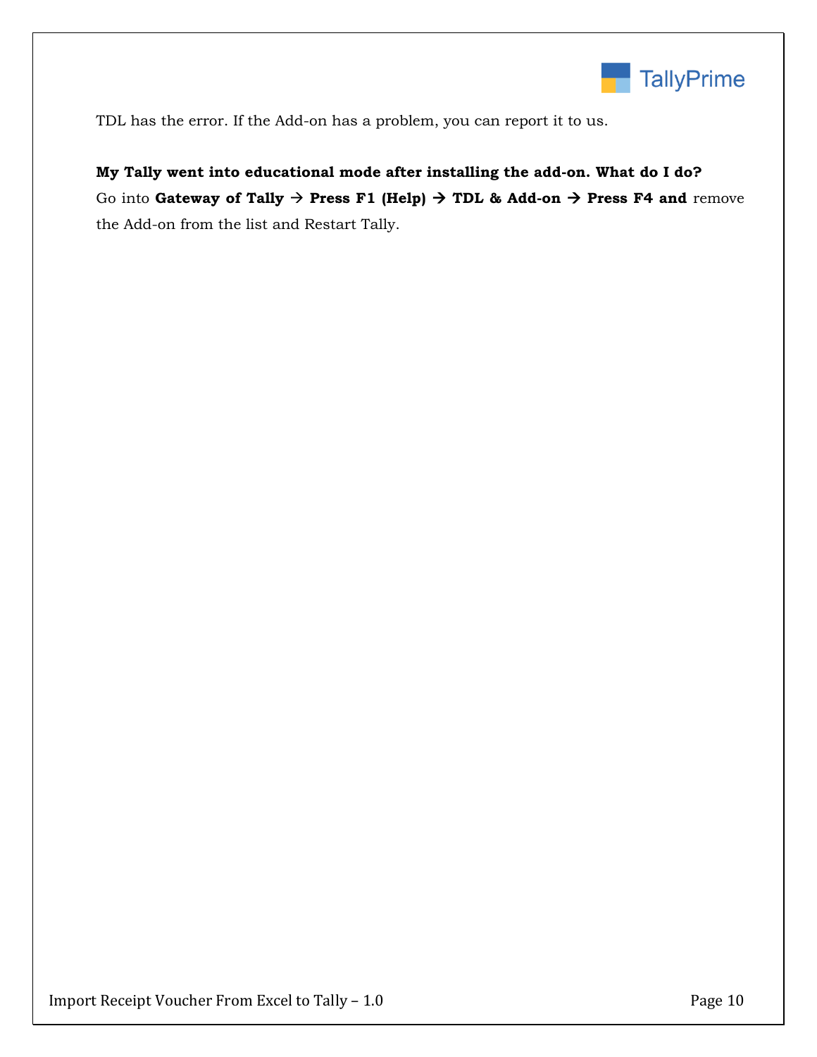TDL has the error. If the Add-on has a problem, you can report it to us.

**My Tally went into educational mode after installing the add-on. What do I do?**

Go into **Gateway of Tally → Press F1 (Help) → TDL & Add-on → Press F4 and** remove the Add-on from the list and Restart Tally.